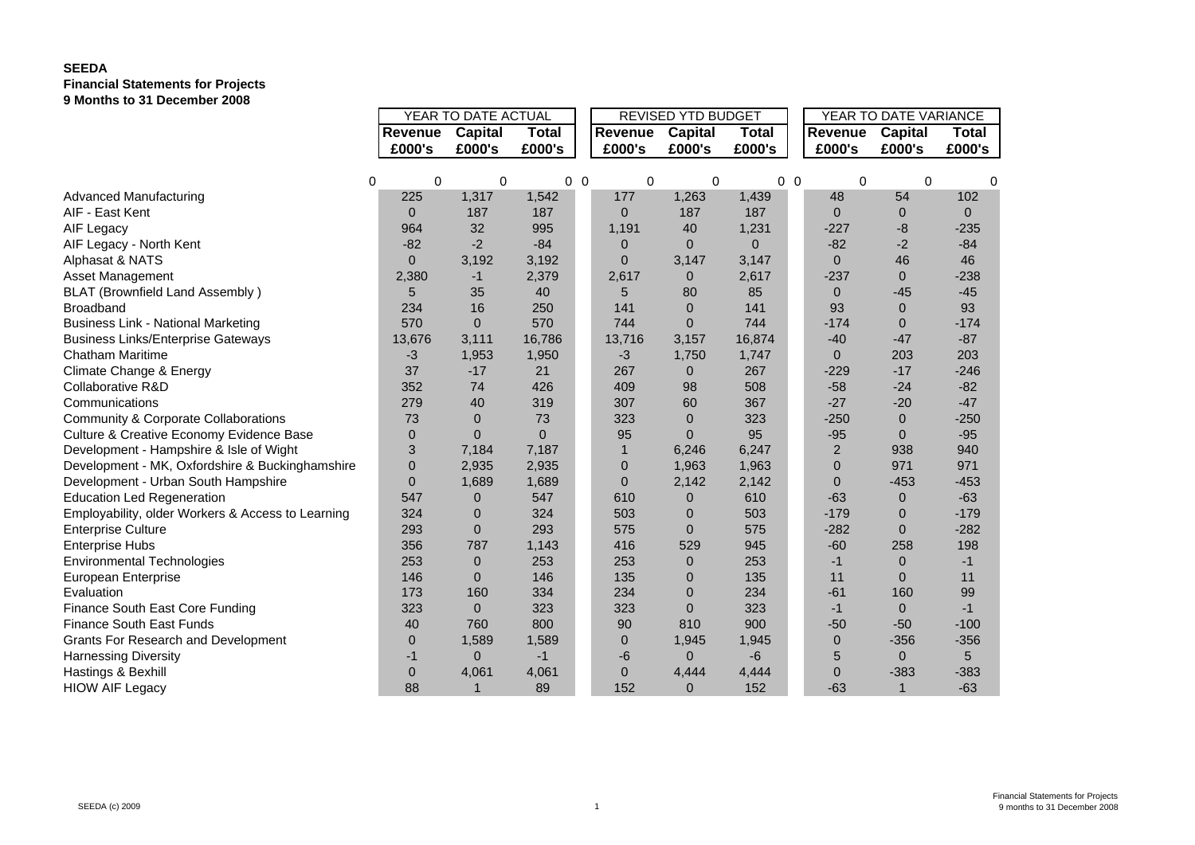**SEEDA**
**Financial Statements for Projects**
**9 Months to 31 December 2008**

| | YEAR TO DATE ACTUAL | | | REVISED YTD BUDGET | | | YEAR TO DATE VARIANCE | | |
|---|---|---|---|---|---|---|---|---|---|
| | **Revenue £000's** | **Capital £000's** | **Total £000's** | **Revenue £000's** | **Capital £000's** | **Total £000's** | **Revenue £000's** | **Capital £000's** | **Total £000's** |
| 0 | 0 | 0 | 0 | 0 | 0 | 0 | 0 | 0 | 0 |
| Advanced Manufacturing | 225 | 1,317 | 1,542 | 177 | 1,263 | 1,439 | 48 | 54 | 102 |
| AIF - East Kent | 0 | 187 | 187 | 0 | 187 | 187 | 0 | 0 | 0 |
| AIF Legacy | 964 | 32 | 995 | 1,191 | 40 | 1,231 | -227 | -8 | -235 |
| AIF Legacy - North Kent | -82 | -2 | -84 | 0 | 0 | 0 | -82 | -2 | -84 |
| Alphasat & NATS | 0 | 3,192 | 3,192 | 0 | 3,147 | 3,147 | 0 | 46 | 46 |
| Asset Management | 2,380 | -1 | 2,379 | 2,617 | 0 | 2,617 | -237 | 0 | -238 |
| BLAT (Brownfield Land Assembly ) | 5 | 35 | 40 | 5 | 80 | 85 | 0 | -45 | -45 |
| Broadband | 234 | 16 | 250 | 141 | 0 | 141 | 93 | 0 | 93 |
| Business Link - National Marketing | 570 | 0 | 570 | 744 | 0 | 744 | -174 | 0 | -174 |
| Business Links/Enterprise Gateways | 13,676 | 3,111 | 16,786 | 13,716 | 3,157 | 16,874 | -40 | -47 | -87 |
| Chatham Maritime | -3 | 1,953 | 1,950 | -3 | 1,750 | 1,747 | 0 | 203 | 203 |
| Climate Change & Energy | 37 | -17 | 21 | 267 | 0 | 267 | -229 | -17 | -246 |
| Collaborative R&D | 352 | 74 | 426 | 409 | 98 | 508 | -58 | -24 | -82 |
| Communications | 279 | 40 | 319 | 307 | 60 | 367 | -27 | -20 | -47 |
| Community & Corporate Collaborations | 73 | 0 | 73 | 323 | 0 | 323 | -250 | 0 | -250 |
| Culture & Creative Economy Evidence Base | 0 | 0 | 0 | 95 | 0 | 95 | -95 | 0 | -95 |
| Development - Hampshire & Isle of Wight | 3 | 7,184 | 7,187 | 1 | 6,246 | 6,247 | 2 | 938 | 940 |
| Development - MK, Oxfordshire & Buckinghamshire | 0 | 2,935 | 2,935 | 0 | 1,963 | 1,963 | 0 | 971 | 971 |
| Development - Urban South Hampshire | 0 | 1,689 | 1,689 | 0 | 2,142 | 2,142 | 0 | -453 | -453 |
| Education Led Regeneration | 547 | 0 | 547 | 610 | 0 | 610 | -63 | 0 | -63 |
| Employability, older Workers & Access to Learning | 324 | 0 | 324 | 503 | 0 | 503 | -179 | 0 | -179 |
| Enterprise Culture | 293 | 0 | 293 | 575 | 0 | 575 | -282 | 0 | -282 |
| Enterprise Hubs | 356 | 787 | 1,143 | 416 | 529 | 945 | -60 | 258 | 198 |
| Environmental Technologies | 253 | 0 | 253 | 253 | 0 | 253 | -1 | 0 | -1 |
| European Enterprise | 146 | 0 | 146 | 135 | 0 | 135 | 11 | 0 | 11 |
| Evaluation | 173 | 160 | 334 | 234 | 0 | 234 | -61 | 160 | 99 |
| Finance South East Core Funding | 323 | 0 | 323 | 323 | 0 | 323 | -1 | 0 | -1 |
| Finance South East Funds | 40 | 760 | 800 | 90 | 810 | 900 | -50 | -50 | -100 |
| Grants For Research and Development | 0 | 1,589 | 1,589 | 0 | 1,945 | 1,945 | 0 | -356 | -356 |
| Harnessing Diversity | -1 | 0 | -1 | -6 | 0 | -6 | 5 | 0 | 5 |
| Hastings & Bexhill | 0 | 4,061 | 4,061 | 0 | 4,444 | 4,444 | 0 | -383 | -383 |
| HIOW AIF Legacy | 88 | 1 | 89 | 152 | 0 | 152 | -63 | 1 | -63 |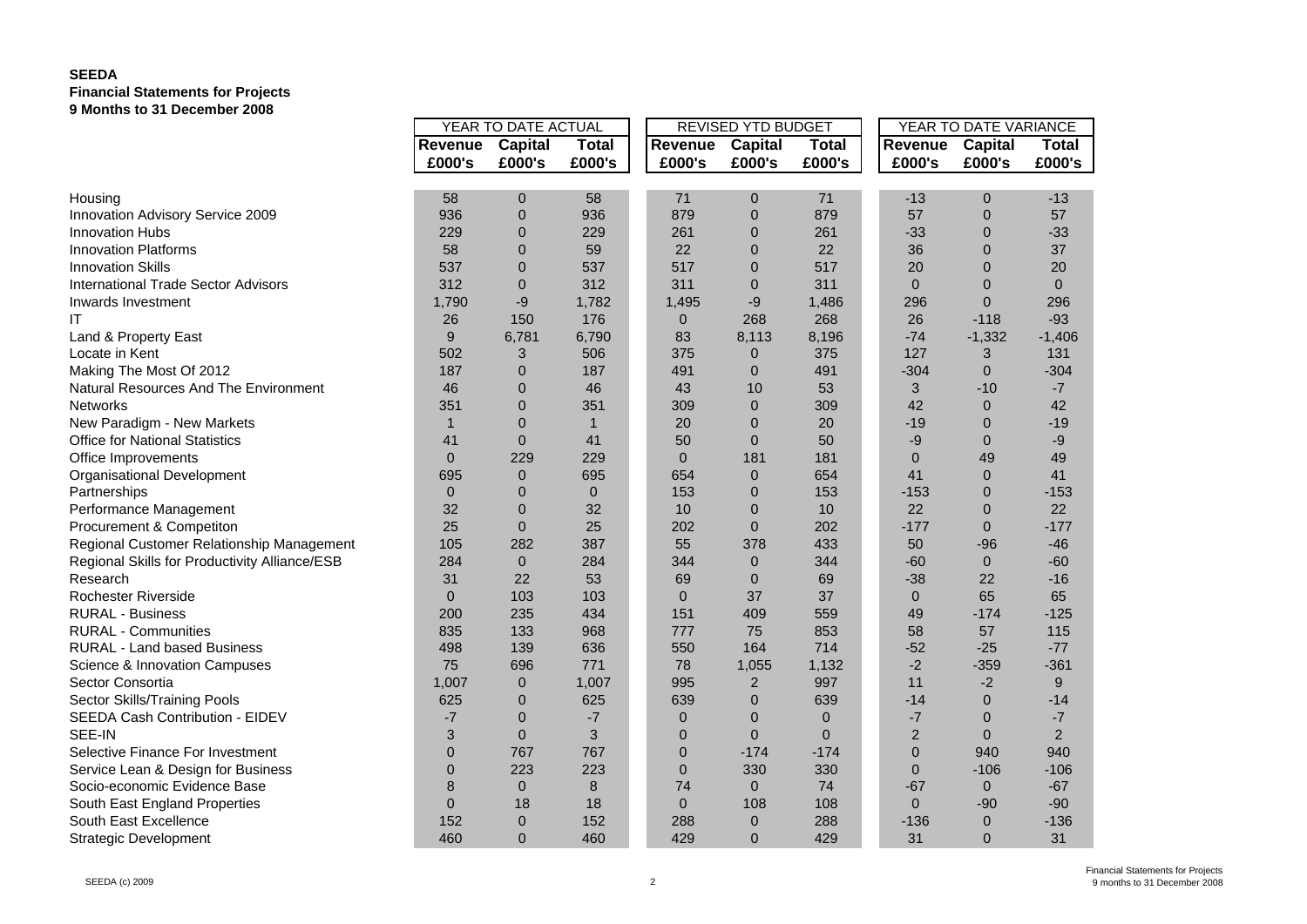**SEEDA**
**Financial Statements for Projects**
**9 Months to 31 December 2008**

| | YEAR TO DATE ACTUAL | | | REVISED YTD BUDGET | | | YEAR TO DATE VARIANCE | | |
|---|---|---|---|---|---|---|---|---|---|
| | **Revenue £000's** | **Capital £000's** | **Total £000's** | **Revenue £000's** | **Capital £000's** | **Total £000's** | **Revenue £000's** | **Capital £000's** | **Total £000's** |
| Housing | 58 | 0 | 58 | 71 | 0 | 71 | -13 | 0 | -13 |
| Innovation Advisory Service 2009 | 936 | 0 | 936 | 879 | 0 | 879 | 57 | 0 | 57 |
| Innovation Hubs | 229 | 0 | 229 | 261 | 0 | 261 | -33 | 0 | -33 |
| Innovation Platforms | 58 | 0 | 59 | 22 | 0 | 22 | 36 | 0 | 37 |
| Innovation Skills | 537 | 0 | 537 | 517 | 0 | 517 | 20 | 0 | 20 |
| International Trade Sector Advisors | 312 | 0 | 312 | 311 | 0 | 311 | 0 | 0 | 0 |
| Inwards Investment | 1,790 | -9 | 1,782 | 1,495 | -9 | 1,486 | 296 | 0 | 296 |
| IT | 26 | 150 | 176 | 0 | 268 | 268 | 26 | -118 | -93 |
| Land & Property East | 9 | 6,781 | 6,790 | 83 | 8,113 | 8,196 | -74 | -1,332 | -1,406 |
| Locate in Kent | 502 | 3 | 506 | 375 | 0 | 375 | 127 | 3 | 131 |
| Making The Most Of 2012 | 187 | 0 | 187 | 491 | 0 | 491 | -304 | 0 | -304 |
| Natural Resources And The Environment | 46 | 0 | 46 | 43 | 10 | 53 | 3 | -10 | -7 |
| Networks | 351 | 0 | 351 | 309 | 0 | 309 | 42 | 0 | 42 |
| New Paradigm - New Markets | 1 | 0 | 1 | 20 | 0 | 20 | -19 | 0 | -19 |
| Office for National Statistics | 41 | 0 | 41 | 50 | 0 | 50 | -9 | 0 | -9 |
| Office Improvements | 0 | 229 | 229 | 0 | 181 | 181 | 0 | 49 | 49 |
| Organisational Development | 695 | 0 | 695 | 654 | 0 | 654 | 41 | 0 | 41 |
| Partnerships | 0 | 0 | 0 | 153 | 0 | 153 | -153 | 0 | -153 |
| Performance Management | 32 | 0 | 32 | 10 | 0 | 10 | 22 | 0 | 22 |
| Procurement & Competiton | 25 | 0 | 25 | 202 | 0 | 202 | -177 | 0 | -177 |
| Regional Customer Relationship Management | 105 | 282 | 387 | 55 | 378 | 433 | 50 | -96 | -46 |
| Regional Skills for Productivity Alliance/ESB | 284 | 0 | 284 | 344 | 0 | 344 | -60 | 0 | -60 |
| Research | 31 | 22 | 53 | 69 | 0 | 69 | -38 | 22 | -16 |
| Rochester Riverside | 0 | 103 | 103 | 0 | 37 | 37 | 0 | 65 | 65 |
| RURAL - Business | 200 | 235 | 434 | 151 | 409 | 559 | 49 | -174 | -125 |
| RURAL - Communities | 835 | 133 | 968 | 777 | 75 | 853 | 58 | 57 | 115 |
| RURAL - Land based Business | 498 | 139 | 636 | 550 | 164 | 714 | -52 | -25 | -77 |
| Science & Innovation Campuses | 75 | 696 | 771 | 78 | 1,055 | 1,132 | -2 | -359 | -361 |
| Sector Consortia | 1,007 | 0 | 1,007 | 995 | 2 | 997 | 11 | -2 | 9 |
| Sector Skills/Training Pools | 625 | 0 | 625 | 639 | 0 | 639 | -14 | 0 | -14 |
| SEEDA Cash Contribution - EIDEV | -7 | 0 | -7 | 0 | 0 | 0 | -7 | 0 | -7 |
| SEE-IN | 3 | 0 | 3 | 0 | 0 | 0 | 2 | 0 | 2 |
| Selective Finance For Investment | 0 | 767 | 767 | 0 | -174 | -174 | 0 | 940 | 940 |
| Service Lean & Design for Business | 0 | 223 | 223 | 0 | 330 | 330 | 0 | -106 | -106 |
| Socio-economic Evidence Base | 8 | 0 | 8 | 74 | 0 | 74 | -67 | 0 | -67 |
| South East England Properties | 0 | 18 | 18 | 0 | 108 | 108 | 0 | -90 | -90 |
| South East Excellence | 152 | 0 | 152 | 288 | 0 | 288 | -136 | 0 | -136 |
| Strategic Development | 460 | 0 | 460 | 429 | 0 | 429 | 31 | 0 | 31 |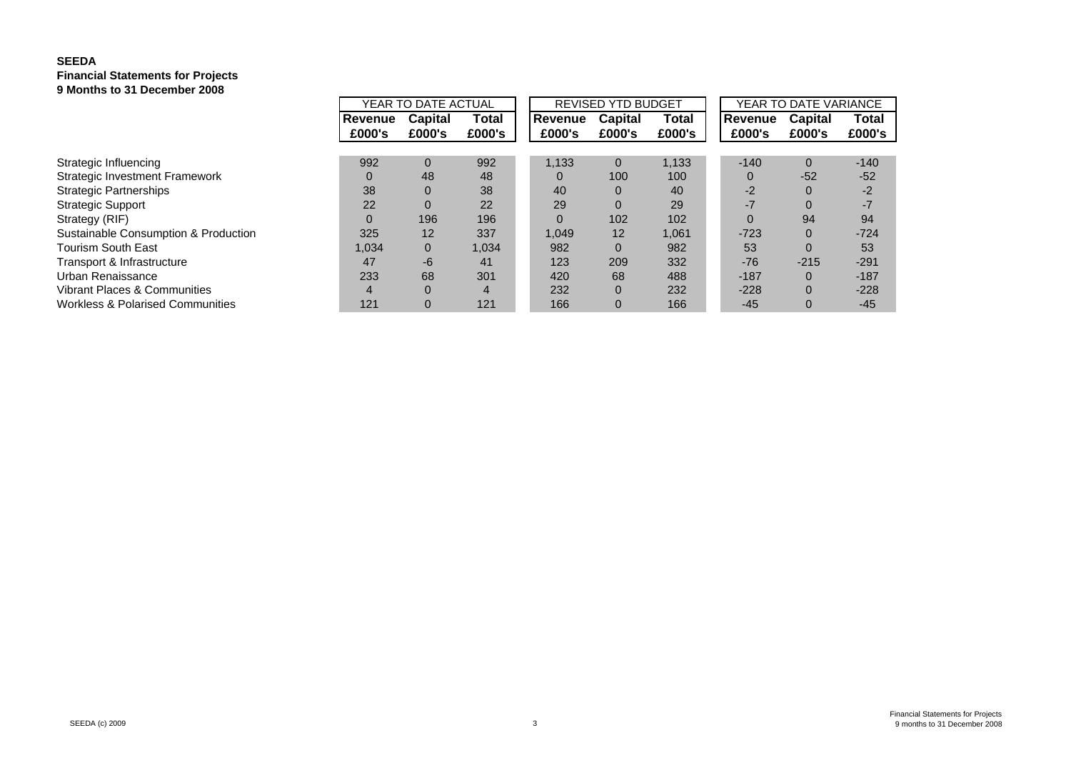**SEEDA**
**Financial Statements for Projects**
**9 Months to 31 December 2008**

| | YEAR TO DATE ACTUAL | | | REVISED YTD BUDGET | | | YEAR TO DATE VARIANCE | | |
|---|---|---|---|---|---|---|---|---|---|
| | **Revenue £000's** | **Capital £000's** | **Total £000's** | **Revenue £000's** | **Capital £000's** | **Total £000's** | **Revenue £000's** | **Capital £000's** | **Total £000's** |
| Strategic Influencing | 992 | 0 | 992 | 1,133 | 0 | 1,133 | -140 | 0 | -140 |
| Strategic Investment Framework | 0 | 48 | 48 | 0 | 100 | 100 | 0 | -52 | -52 |
| Strategic Partnerships | 38 | 0 | 38 | 40 | 0 | 40 | -2 | 0 | -2 |
| Strategic Support | 22 | 0 | 22 | 29 | 0 | 29 | -7 | 0 | -7 |
| Strategy (RIF) | 0 | 196 | 196 | 0 | 102 | 102 | 0 | 94 | 94 |
| Sustainable Consumption & Production | 325 | 12 | 337 | 1,049 | 12 | 1,061 | -723 | 0 | -724 |
| Tourism South East | 1,034 | 0 | 1,034 | 982 | 0 | 982 | 53 | 0 | 53 |
| Transport & Infrastructure | 47 | -6 | 41 | 123 | 209 | 332 | -76 | -215 | -291 |
| Urban Renaissance | 233 | 68 | 301 | 420 | 68 | 488 | -187 | 0 | -187 |
| Vibrant Places & Communities | 4 | 0 | 4 | 232 | 0 | 232 | -228 | 0 | -228 |
| Workless & Polarised Communities | 121 | 0 | 121 | 166 | 0 | 166 | -45 | 0 | -45 |